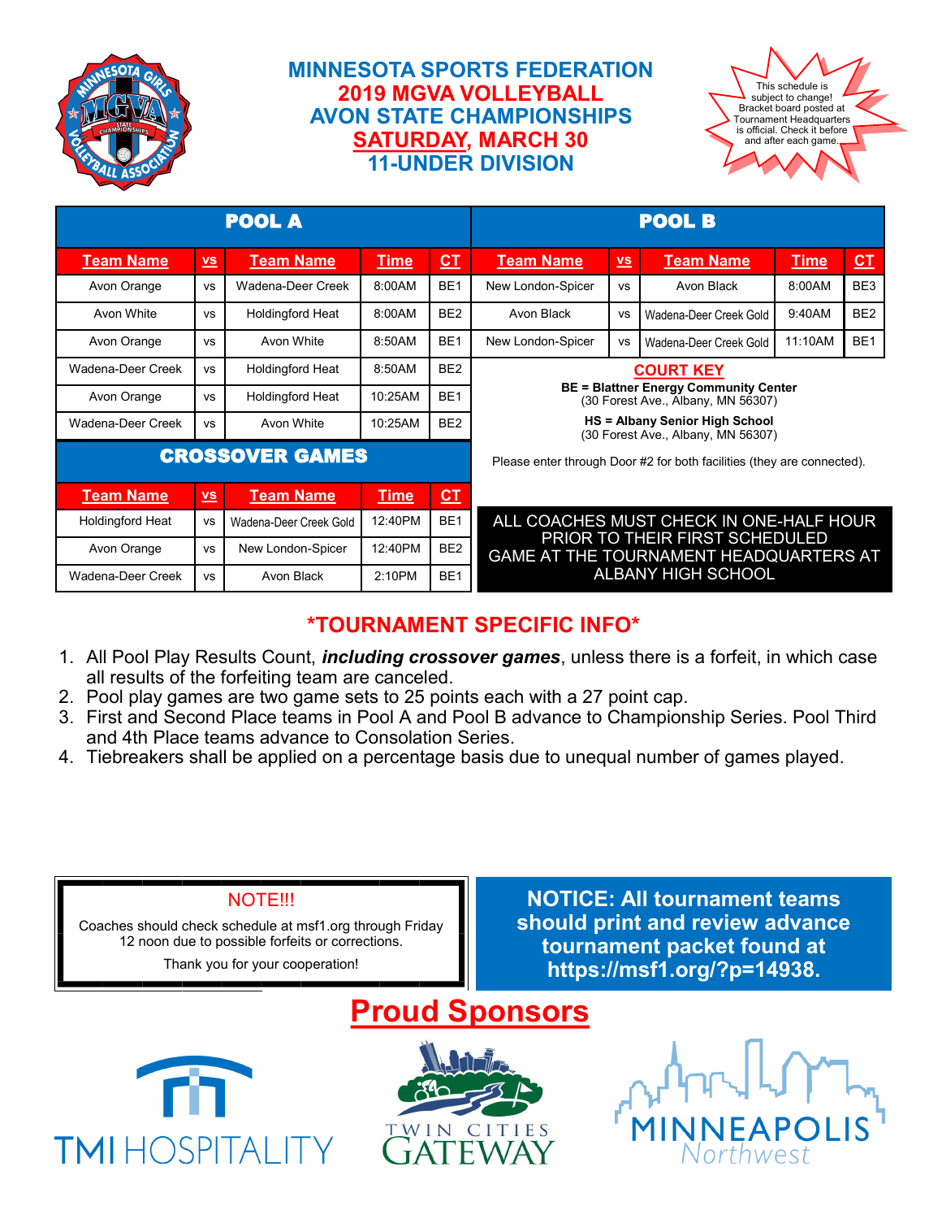# MINNESOTA SPORTS FEDERATION
# 2019 MGVA VOLLEYBALL
# AVON STATE CHAMPIONSHIPS
# SATURDAY, MARCH 30
# 11-UNDER DIVISION

This schedule is subject to change! Bracket board posted at Tournament Headquarters is official. Check it before and after each game.

## POOL A

| Team Name | vs | Team Name | Time | CT |
|---|---|---|---|---|
| Avon Orange | vs | Wadena-Deer Creek | 8:00AM | BE1 |
| Avon White | vs | Holdingford Heat | 8:00AM | BE2 |
| Avon Orange | vs | Avon White | 8:50AM | BE1 |
| Wadena-Deer Creek | vs | Holdingford Heat | 8:50AM | BE2 |
| Avon Orange | vs | Holdingford Heat | 10:25AM | BE1 |
| Wadena-Deer Creek | vs | Avon White | 10:25AM | BE2 |

## POOL B

| Team Name | vs | Team Name | Time | CT |
|---|---|---|---|---|
| New London-Spicer | vs | Avon Black | 8:00AM | BE3 |
| Avon Black | vs | Wadena-Deer Creek Gold | 9:40AM | BE2 |
| New London-Spicer | vs | Wadena-Deer Creek Gold | 11:10AM | BE1 |

## CROSSOVER GAMES

| Team Name | vs | Team Name | Time | CT |
|---|---|---|---|---|
| Holdingford Heat | vs | Wadena-Deer Creek Gold | 12:40PM | BE1 |
| Avon Orange | vs | New London-Spicer | 12:40PM | BE2 |
| Wadena-Deer Creek | vs | Avon Black | 2:10PM | BE1 |

## COURT KEY

**BE = Blattner Energy Community Center**
(30 Forest Ave., Albany, MN 56307)

**HS = Albany Senior High School**
(30 Forest Ave., Albany, MN 56307)

Please enter through Door #2 for both facilities (they are connected).

ALL COACHES MUST CHECK IN ONE-HALF HOUR PRIOR TO THEIR FIRST SCHEDULED GAME AT THE TOURNAMENT HEADQUARTERS AT ALBANY HIGH SCHOOL

## *TOURNAMENT SPECIFIC INFO*

1. All Pool Play Results Count, ***including crossover games***, unless there is a forfeit, in which case all results of the forfeiting team are canceled.
2. Pool play games are two game sets to 25 points each with a 27 point cap.
3. First and Second Place teams in Pool A and Pool B advance to Championship Series. Pool Third and 4th Place teams advance to Consolation Series.
4. Tiebreakers shall be applied on a percentage basis due to unequal number of games played.

NOTE!!!

Coaches should check schedule at msf1.org through Friday 12 noon due to possible forfeits or corrections.

Thank you for your cooperation!

**NOTICE: All tournament teams should print and review advance tournament packet found at https://msf1.org/?p=14938.**

## Proud Sponsors

TMI HOSPITALITY

TWIN CITIES GATEWAY

MINNEAPOLIS Northwest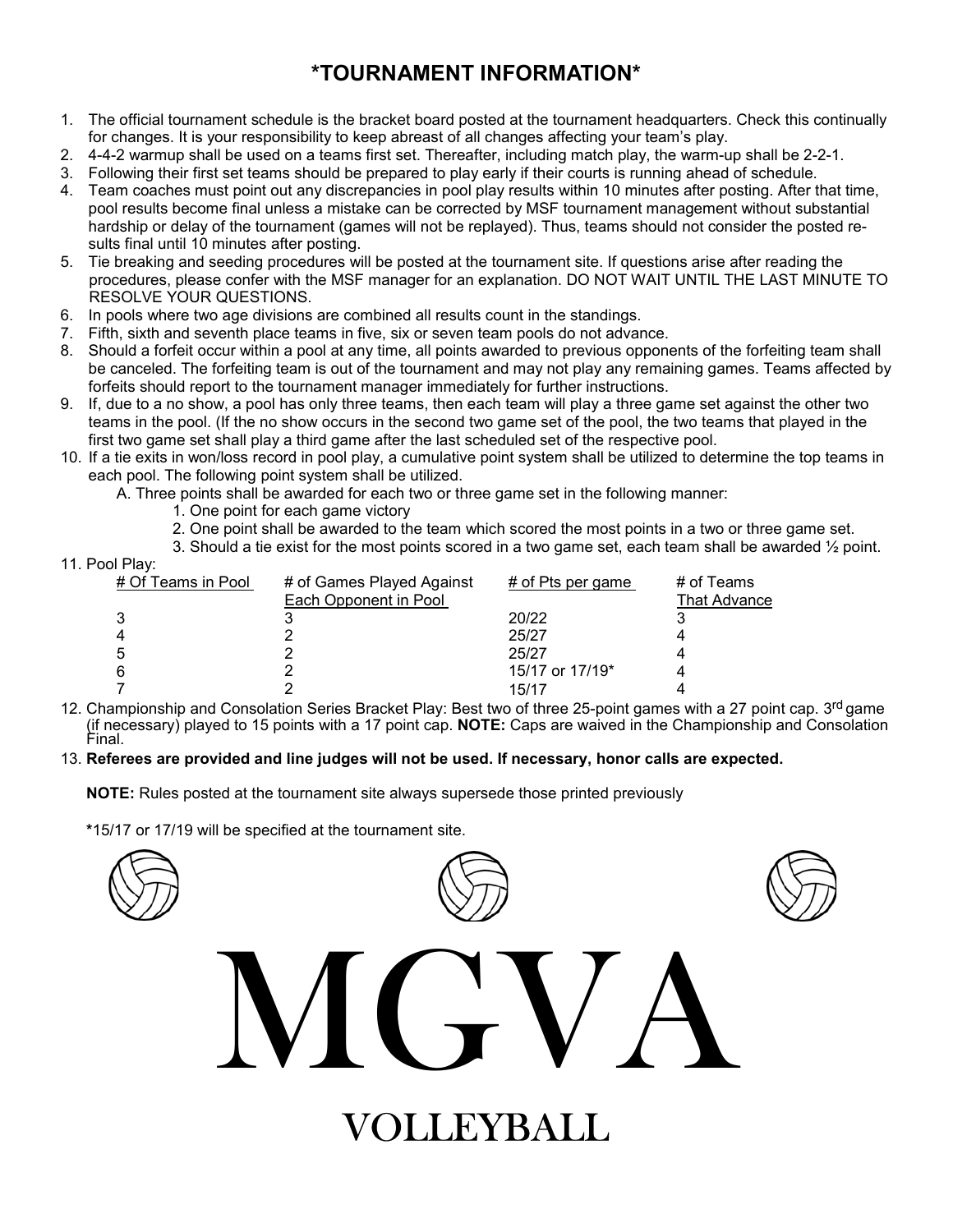# *TOURNAMENT INFORMATION*

1. The official tournament schedule is the bracket board posted at the tournament headquarters. Check this continually for changes. It is your responsibility to keep abreast of all changes affecting your team's play.
2. 4-4-2 warmup shall be used on a teams first set. Thereafter, including match play, the warm-up shall be 2-2-1.
3. Following their first set teams should be prepared to play early if their courts is running ahead of schedule.
4. Team coaches must point out any discrepancies in pool play results within 10 minutes after posting. After that time, pool results become final unless a mistake can be corrected by MSF tournament management without substantial hardship or delay of the tournament (games will not be replayed). Thus, teams should not consider the posted results final until 10 minutes after posting.
5. Tie breaking and seeding procedures will be posted at the tournament site. If questions arise after reading the procedures, please confer with the MSF manager for an explanation. DO NOT WAIT UNTIL THE LAST MINUTE TO RESOLVE YOUR QUESTIONS.
6. In pools where two age divisions are combined all results count in the standings.
7. Fifth, sixth and seventh place teams in five, six or seven team pools do not advance.
8. Should a forfeit occur within a pool at any time, all points awarded to previous opponents of the forfeiting team shall be canceled. The forfeiting team is out of the tournament and may not play any remaining games. Teams affected by forfeits should report to the tournament manager immediately for further instructions.
9. If, due to a no show, a pool has only three teams, then each team will play a three game set against the other two teams in the pool. (If the no show occurs in the second two game set of the pool, the two teams that played in the first two game set shall play a third game after the last scheduled set of the respective pool.
10. If a tie exits in won/loss record in pool play, a cumulative point system shall be utilized to determine the top teams in each pool. The following point system shall be utilized.
    - A. Three points shall be awarded for each two or three game set in the following manner:
        1. One point for each game victory
        2. One point shall be awarded to the team which scored the most points in a two or three game set.
        3. Should a tie exist for the most points scored in a two game set, each team shall be awarded ½ point.
11. Pool Play:

| # Of Teams in Pool | # of Games Played Against Each Opponent in Pool | # of Pts per game | # of Teams That Advance |
|---|---|---|---|
| 3 | 3 | 20/22 | 3 |
| 4 | 2 | 25/27 | 4 |
| 5 | 2 | 25/27 | 4 |
| 6 | 2 | 15/17 or 17/19* | 4 |
| 7 | 2 | 15/17 | 4 |

12. Championship and Consolation Series Bracket Play: Best two of three 25-point games with a 27 point cap. 3rd game (if necessary) played to 15 points with a 17 point cap. **NOTE:** Caps are waived in the Championship and Consolation Final.
13. **Referees are provided and line judges will not be used. If necessary, honor calls are expected.**

**NOTE:** Rules posted at the tournament site always supersede those printed previously

*15/17 or 17/19 will be specified at the tournament site.

MGVA

VOLLEYBALL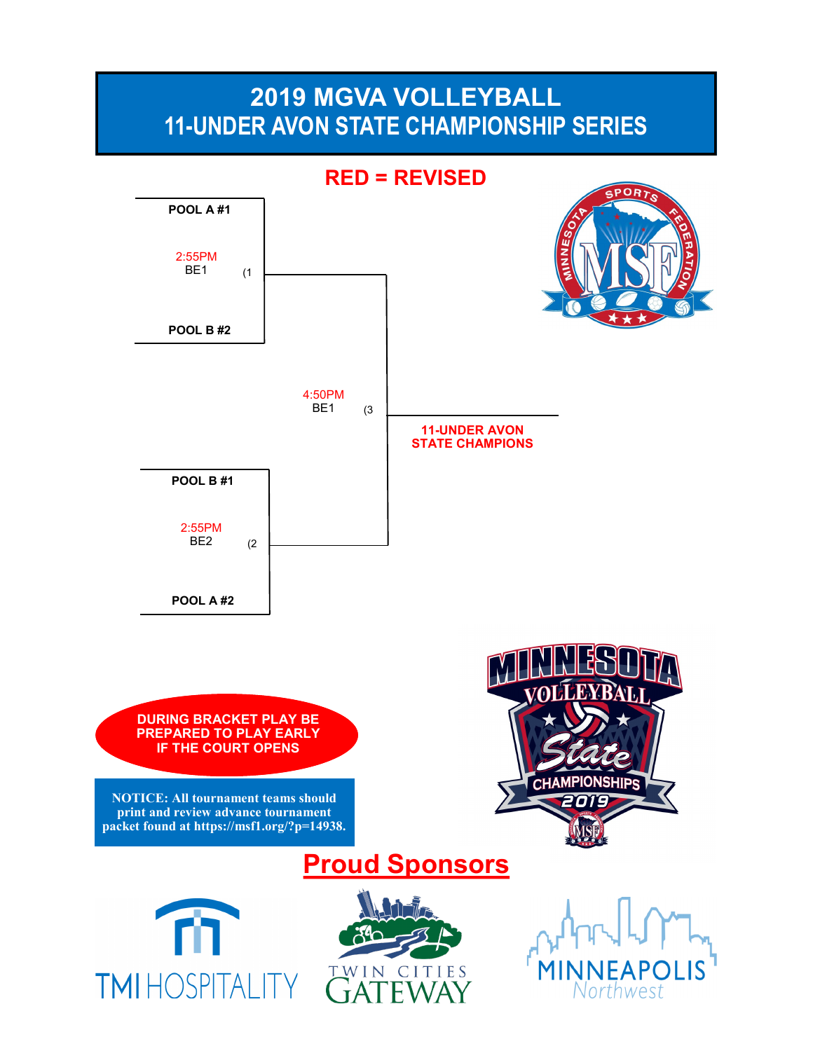# 2019 MGVA VOLLEYBALL
## 11-UNDER AVON STATE CHAMPIONSHIP SERIES

**RED = REVISED**

**POOL A #1**

2:55PM
BE1 (1

**POOL B #2**

4:50PM
BE1 (3

**11-UNDER AVON STATE CHAMPIONS**

**POOL B #1**

2:55PM
BE2 (2

**POOL A #2**

**DURING BRACKET PLAY BE PREPARED TO PLAY EARLY IF THE COURT OPENS**

**NOTICE: All tournament teams should print and review advance tournament packet found at https://msf1.org/?p=14938.**

## Proud Sponsors

TMI HOSPITALITY

TWIN CITIES GATEWAY

MINNEAPOLIS Northwest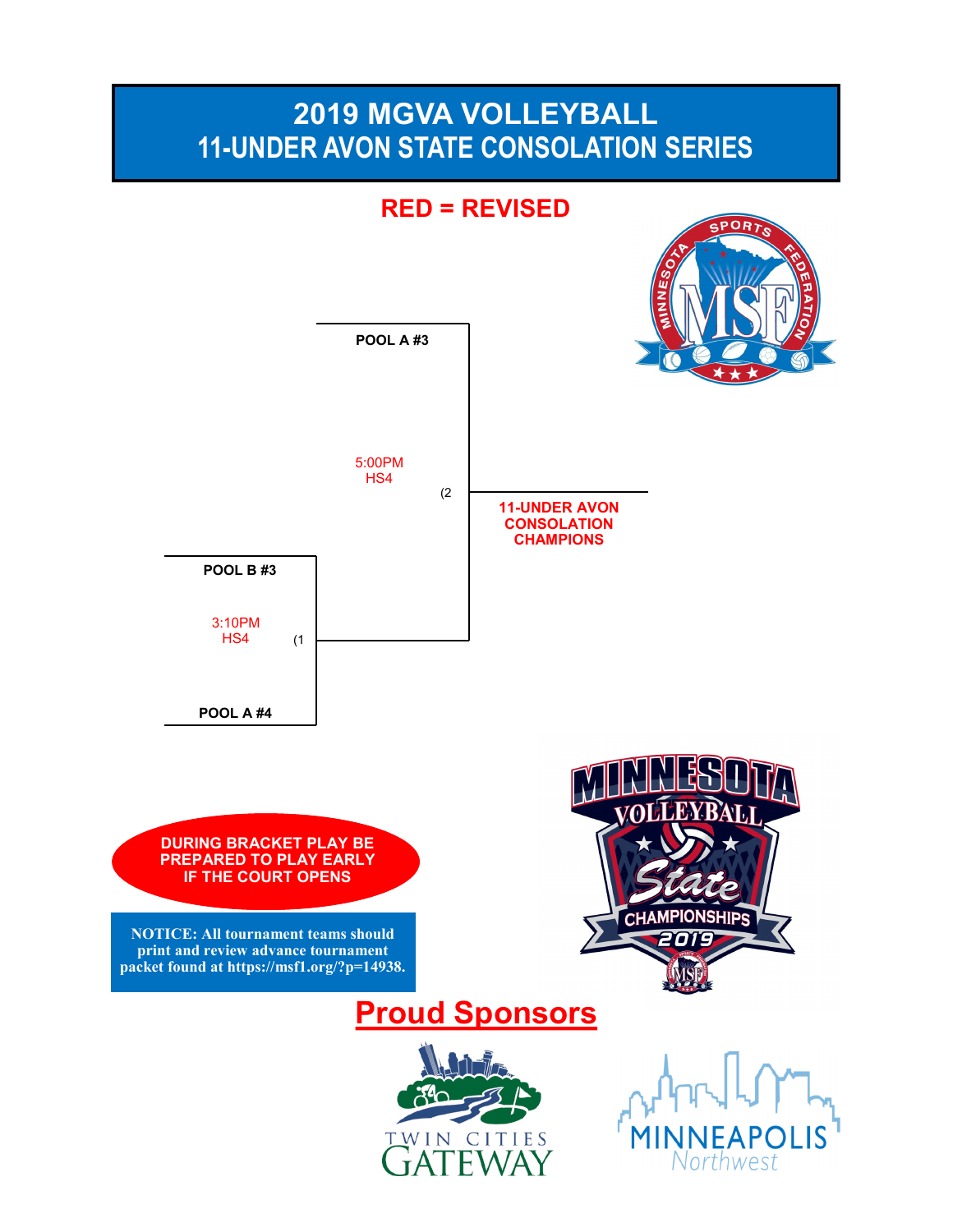# 2019 MGVA VOLLEYBALL
## 11-UNDER AVON STATE CONSOLATION SERIES

**RED = REVISED**

**POOL A #3**

5:00PM
HS4

(2

**11-UNDER AVON CONSOLATION CHAMPIONS**

**POOL B #3**

3:10PM
HS4

(1

**POOL A #4**

**DURING BRACKET PLAY BE PREPARED TO PLAY EARLY IF THE COURT OPENS**

**NOTICE: All tournament teams should print and review advance tournament packet found at https://msf1.org/?p=14938.**

**Proud Sponsors**